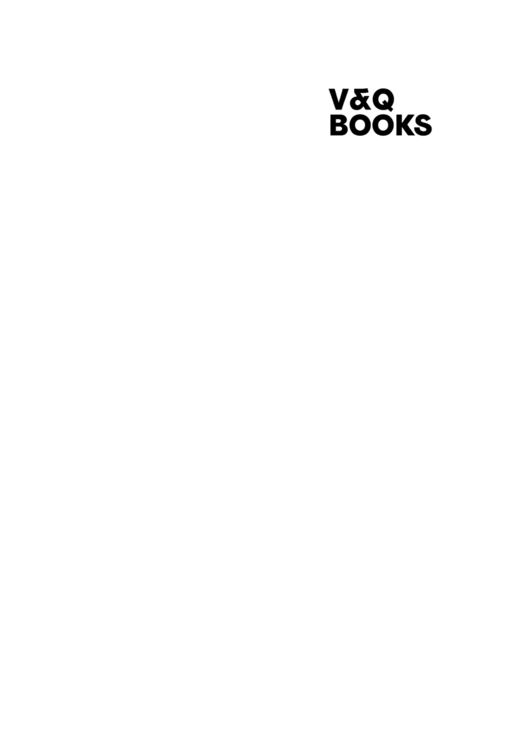V&Q
BOOKS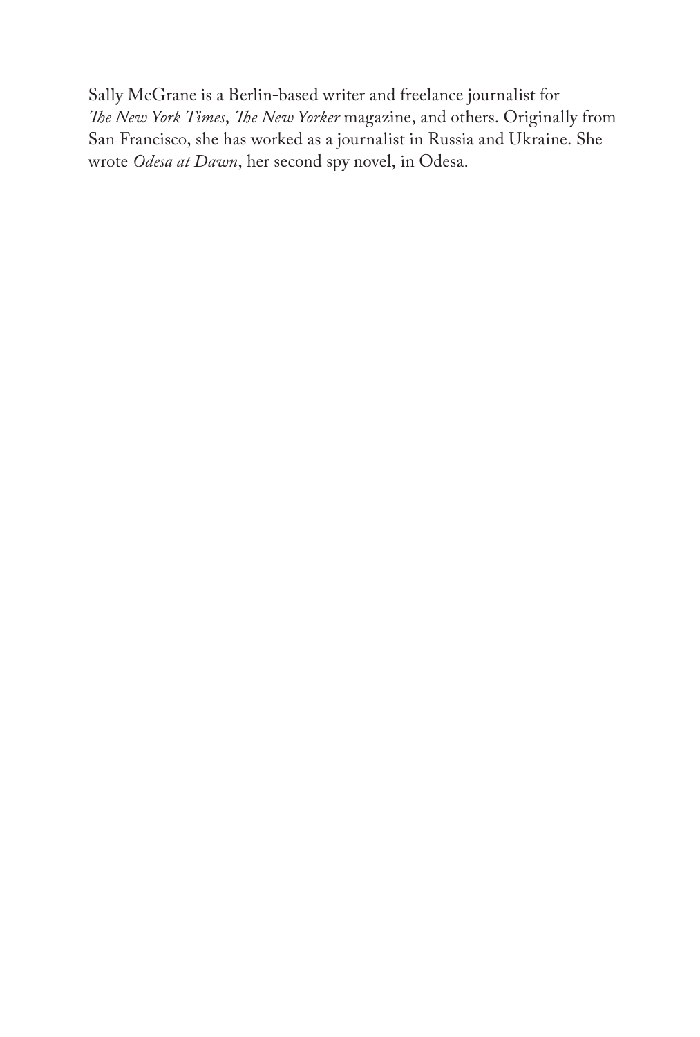Sally McGrane is a Berlin-based writer and freelance journalist for *The New York Times*, *The New Yorker* magazine, and others. Originally from San Francisco, she has worked as a journalist in Russia and Ukraine. She wrote *Odesa at Dawn*, her second spy novel, in Odesa.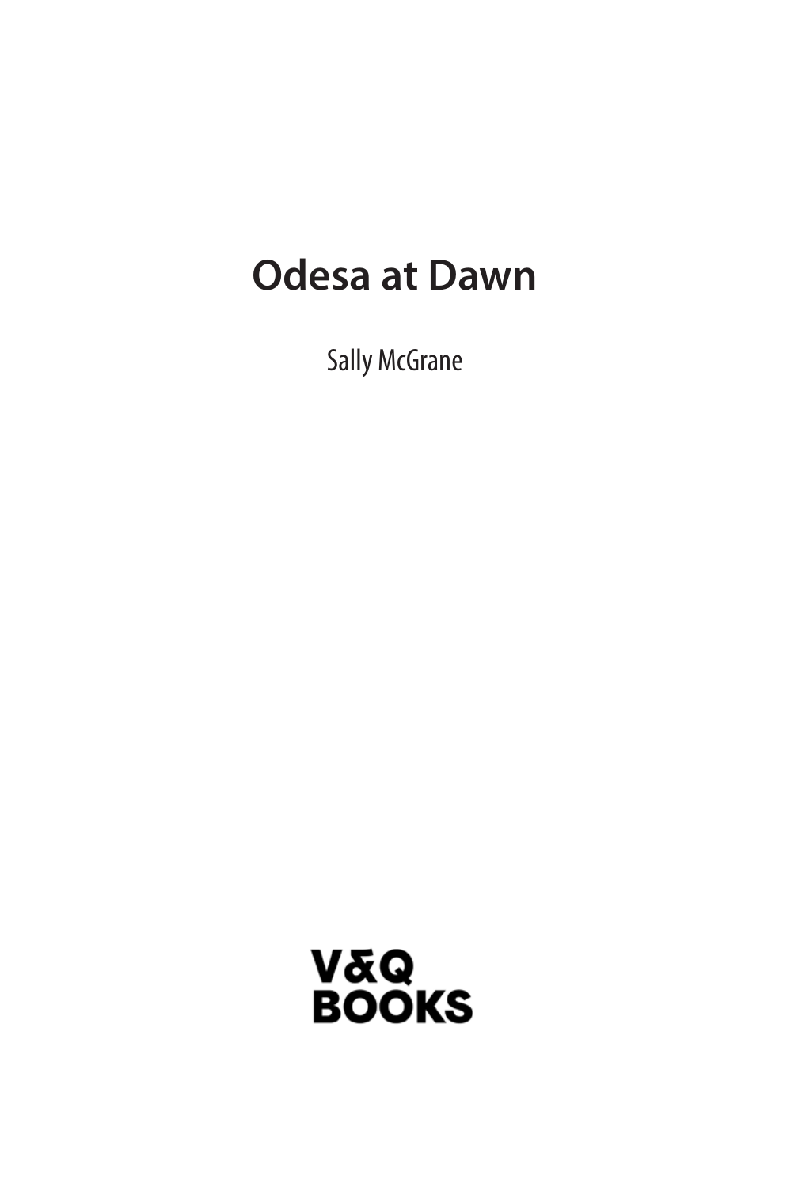# Odesa at Dawn

Sally McGrane

V&Q
BOOKS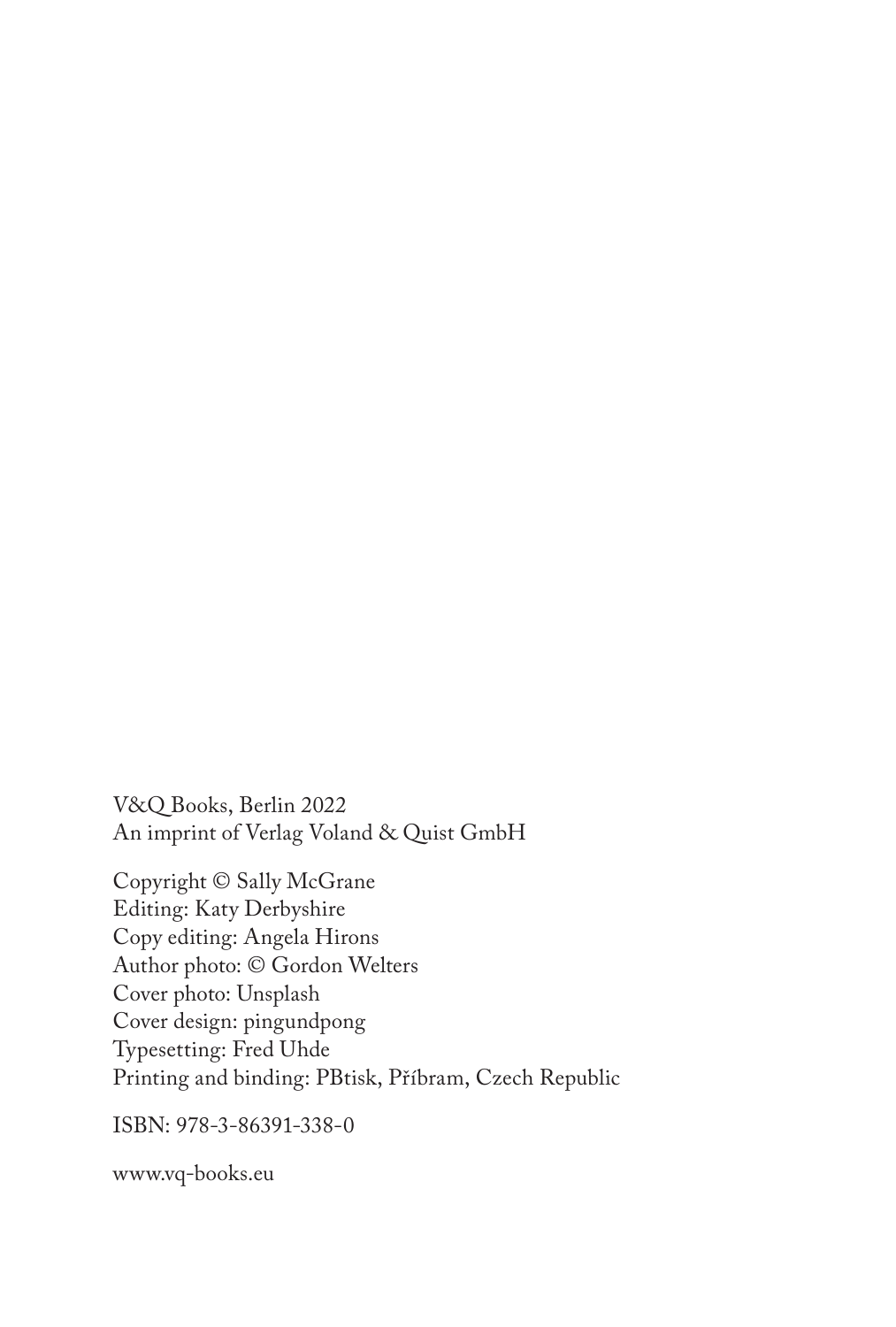V&Q Books, Berlin 2022
An imprint of Verlag Voland & Quist GmbH

Copyright © Sally McGrane
Editing: Katy Derbyshire
Copy editing: Angela Hirons
Author photo: © Gordon Welters
Cover photo: Unsplash
Cover design: pingundpong
Typesetting: Fred Uhde
Printing and binding: PBtisk, Příbram, Czech Republic

ISBN: 978-3-86391-338-0

www.vq-books.eu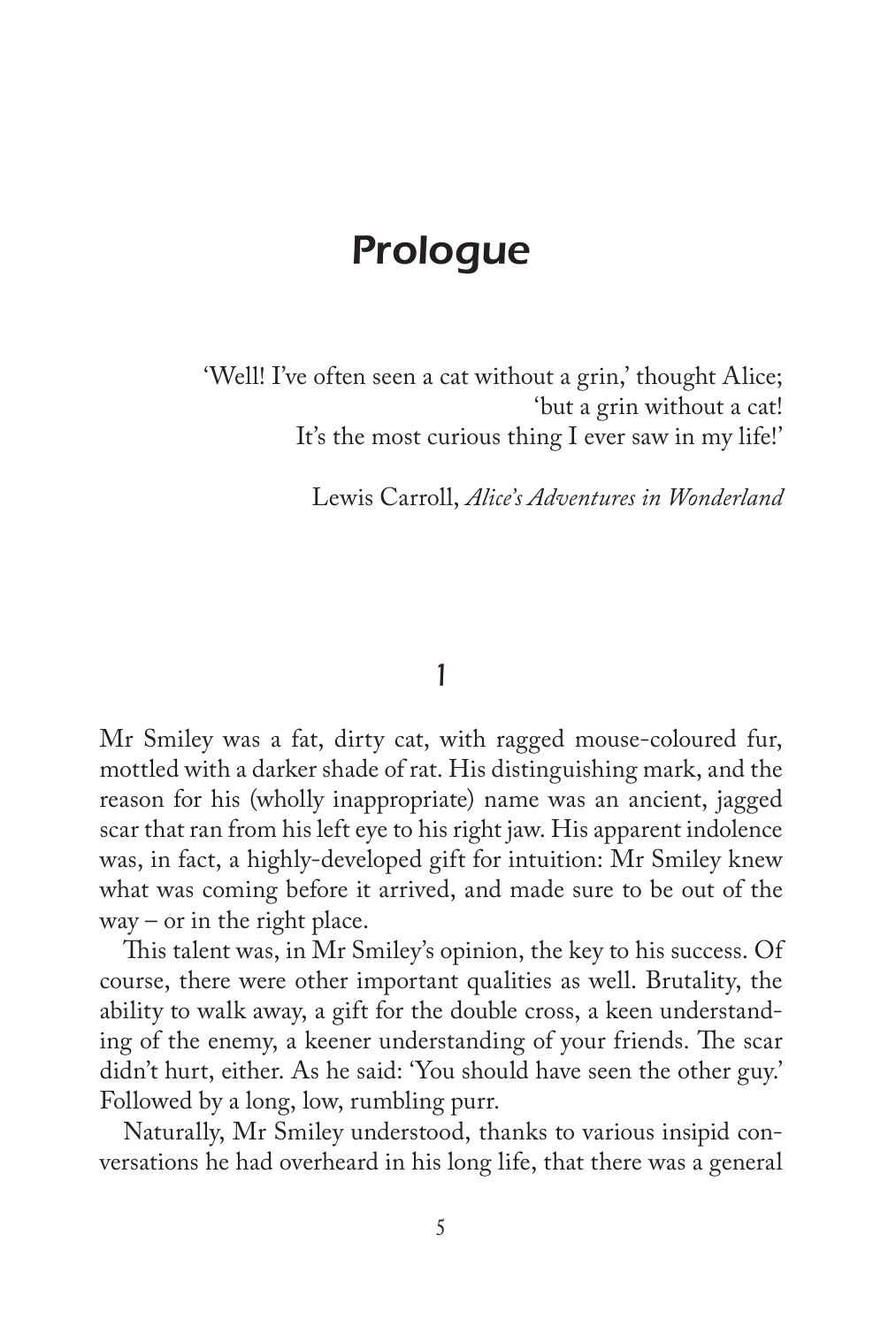# Prologue

> 'Well! I've often seen a cat without a grin,' thought Alice;
> 'but a grin without a cat!
> It's the most curious thing I ever saw in my life!'
>
> Lewis Carroll, *Alice's Adventures in Wonderland*

## 1

Mr Smiley was a fat, dirty cat, with ragged mouse-coloured fur, mottled with a darker shade of rat. His distinguishing mark, and the reason for his (wholly inappropriate) name was an ancient, jagged scar that ran from his left eye to his right jaw. His apparent indolence was, in fact, a highly-developed gift for intuition: Mr Smiley knew what was coming before it arrived, and made sure to be out of the way – or in the right place.

This talent was, in Mr Smiley's opinion, the key to his success. Of course, there were other important qualities as well. Brutality, the ability to walk away, a gift for the double cross, a keen understanding of the enemy, a keener understanding of your friends. The scar didn't hurt, either. As he said: 'You should have seen the other guy.' Followed by a long, low, rumbling purr.

Naturally, Mr Smiley understood, thanks to various insipid conversations he had overheard in his long life, that there was a general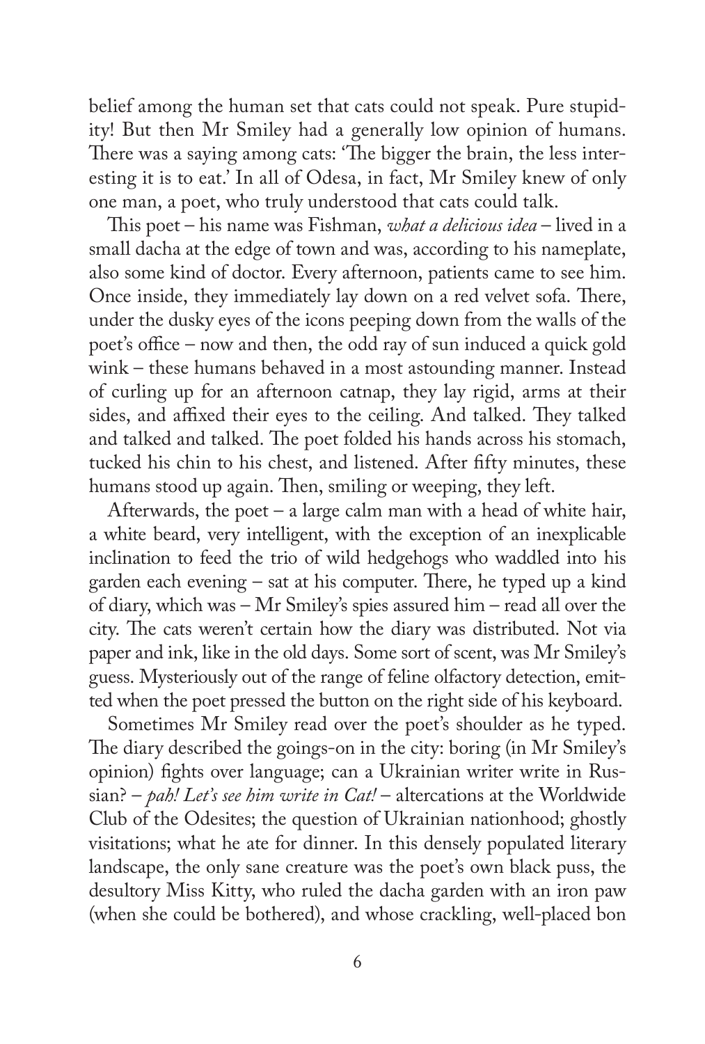belief among the human set that cats could not speak. Pure stupidity! But then Mr Smiley had a generally low opinion of humans. There was a saying among cats: 'The bigger the brain, the less interesting it is to eat.' In all of Odesa, in fact, Mr Smiley knew of only one man, a poet, who truly understood that cats could talk.

This poet – his name was Fishman, *what a delicious idea* – lived in a small dacha at the edge of town and was, according to his nameplate, also some kind of doctor. Every afternoon, patients came to see him. Once inside, they immediately lay down on a red velvet sofa. There, under the dusky eyes of the icons peeping down from the walls of the poet's office – now and then, the odd ray of sun induced a quick gold wink – these humans behaved in a most astounding manner. Instead of curling up for an afternoon catnap, they lay rigid, arms at their sides, and affixed their eyes to the ceiling. And talked. They talked and talked and talked. The poet folded his hands across his stomach, tucked his chin to his chest, and listened. After fifty minutes, these humans stood up again. Then, smiling or weeping, they left.

Afterwards, the poet – a large calm man with a head of white hair, a white beard, very intelligent, with the exception of an inexplicable inclination to feed the trio of wild hedgehogs who waddled into his garden each evening – sat at his computer. There, he typed up a kind of diary, which was – Mr Smiley's spies assured him – read all over the city. The cats weren't certain how the diary was distributed. Not via paper and ink, like in the old days. Some sort of scent, was Mr Smiley's guess. Mysteriously out of the range of feline olfactory detection, emitted when the poet pressed the button on the right side of his keyboard.

Sometimes Mr Smiley read over the poet's shoulder as he typed. The diary described the goings-on in the city: boring (in Mr Smiley's opinion) fights over language; can a Ukrainian writer write in Russian? – *pah! Let's see him write in Cat!* – altercations at the Worldwide Club of the Odesites; the question of Ukrainian nationhood; ghostly visitations; what he ate for dinner. In this densely populated literary landscape, the only sane creature was the poet's own black puss, the desultory Miss Kitty, who ruled the dacha garden with an iron paw (when she could be bothered), and whose crackling, well-placed bon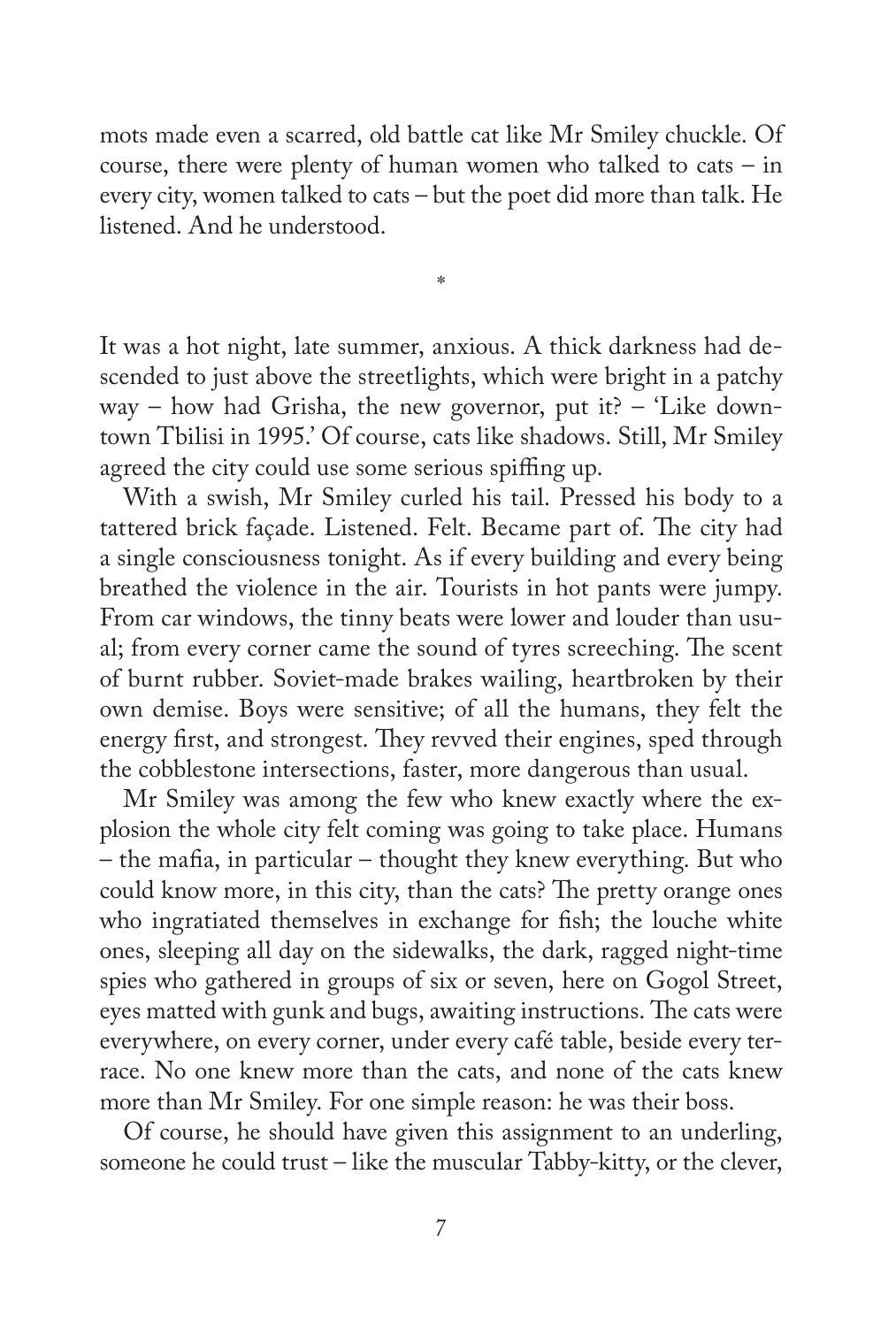mots made even a scarred, old battle cat like Mr Smiley chuckle. Of course, there were plenty of human women who talked to cats – in every city, women talked to cats – but the poet did more than talk. He listened. And he understood.

*

It was a hot night, late summer, anxious. A thick darkness had descended to just above the streetlights, which were bright in a patchy way – how had Grisha, the new governor, put it? – 'Like downtown Tbilisi in 1995.' Of course, cats like shadows. Still, Mr Smiley agreed the city could use some serious spiffing up.

With a swish, Mr Smiley curled his tail. Pressed his body to a tattered brick façade. Listened. Felt. Became part of. The city had a single consciousness tonight. As if every building and every being breathed the violence in the air. Tourists in hot pants were jumpy. From car windows, the tinny beats were lower and louder than usual; from every corner came the sound of tyres screeching. The scent of burnt rubber. Soviet-made brakes wailing, heartbroken by their own demise. Boys were sensitive; of all the humans, they felt the energy first, and strongest. They revved their engines, sped through the cobblestone intersections, faster, more dangerous than usual.

Mr Smiley was among the few who knew exactly where the explosion the whole city felt coming was going to take place. Humans – the mafia, in particular – thought they knew everything. But who could know more, in this city, than the cats? The pretty orange ones who ingratiated themselves in exchange for fish; the louche white ones, sleeping all day on the sidewalks, the dark, ragged night-time spies who gathered in groups of six or seven, here on Gogol Street, eyes matted with gunk and bugs, awaiting instructions. The cats were everywhere, on every corner, under every café table, beside every terrace. No one knew more than the cats, and none of the cats knew more than Mr Smiley. For one simple reason: he was their boss.

Of course, he should have given this assignment to an underling, someone he could trust – like the muscular Tabby-kitty, or the clever,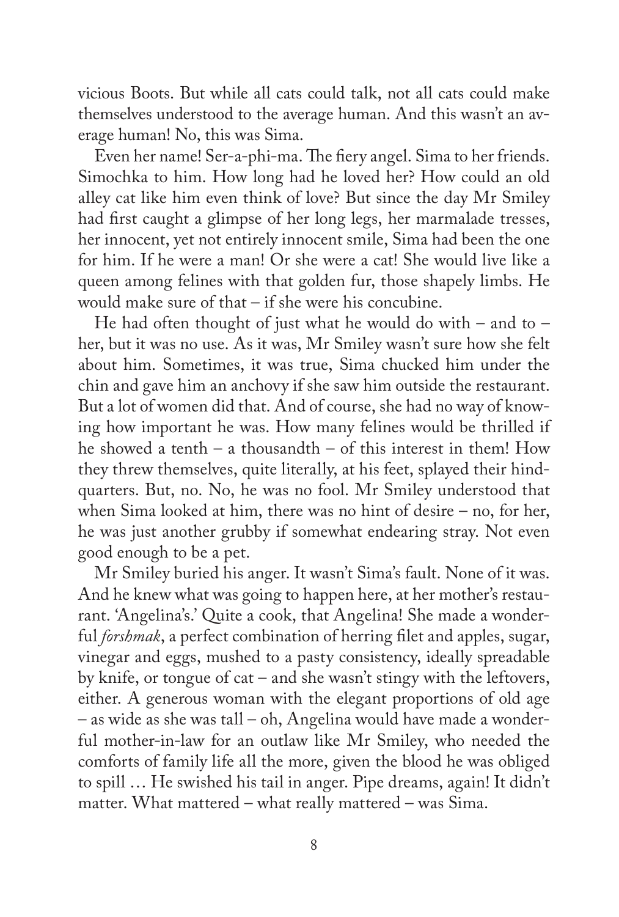vicious Boots. But while all cats could talk, not all cats could make themselves understood to the average human. And this wasn't an average human! No, this was Sima.

Even her name! Ser-a-phi-ma. The fiery angel. Sima to her friends. Simochka to him. How long had he loved her? How could an old alley cat like him even think of love? But since the day Mr Smiley had first caught a glimpse of her long legs, her marmalade tresses, her innocent, yet not entirely innocent smile, Sima had been the one for him. If he were a man! Or she were a cat! She would live like a queen among felines with that golden fur, those shapely limbs. He would make sure of that – if she were his concubine.

He had often thought of just what he would do with – and to – her, but it was no use. As it was, Mr Smiley wasn't sure how she felt about him. Sometimes, it was true, Sima chucked him under the chin and gave him an anchovy if she saw him outside the restaurant. But a lot of women did that. And of course, she had no way of knowing how important he was. How many felines would be thrilled if he showed a tenth – a thousandth – of this interest in them! How they threw themselves, quite literally, at his feet, splayed their hindquarters. But, no. No, he was no fool. Mr Smiley understood that when Sima looked at him, there was no hint of desire – no, for her, he was just another grubby if somewhat endearing stray. Not even good enough to be a pet.

Mr Smiley buried his anger. It wasn't Sima's fault. None of it was. And he knew what was going to happen here, at her mother's restaurant. 'Angelina's.' Quite a cook, that Angelina! She made a wonderful *forshmak*, a perfect combination of herring filet and apples, sugar, vinegar and eggs, mushed to a pasty consistency, ideally spreadable by knife, or tongue of cat – and she wasn't stingy with the leftovers, either. A generous woman with the elegant proportions of old age – as wide as she was tall – oh, Angelina would have made a wonderful mother-in-law for an outlaw like Mr Smiley, who needed the comforts of family life all the more, given the blood he was obliged to spill … He swished his tail in anger. Pipe dreams, again! It didn't matter. What mattered – what really mattered – was Sima.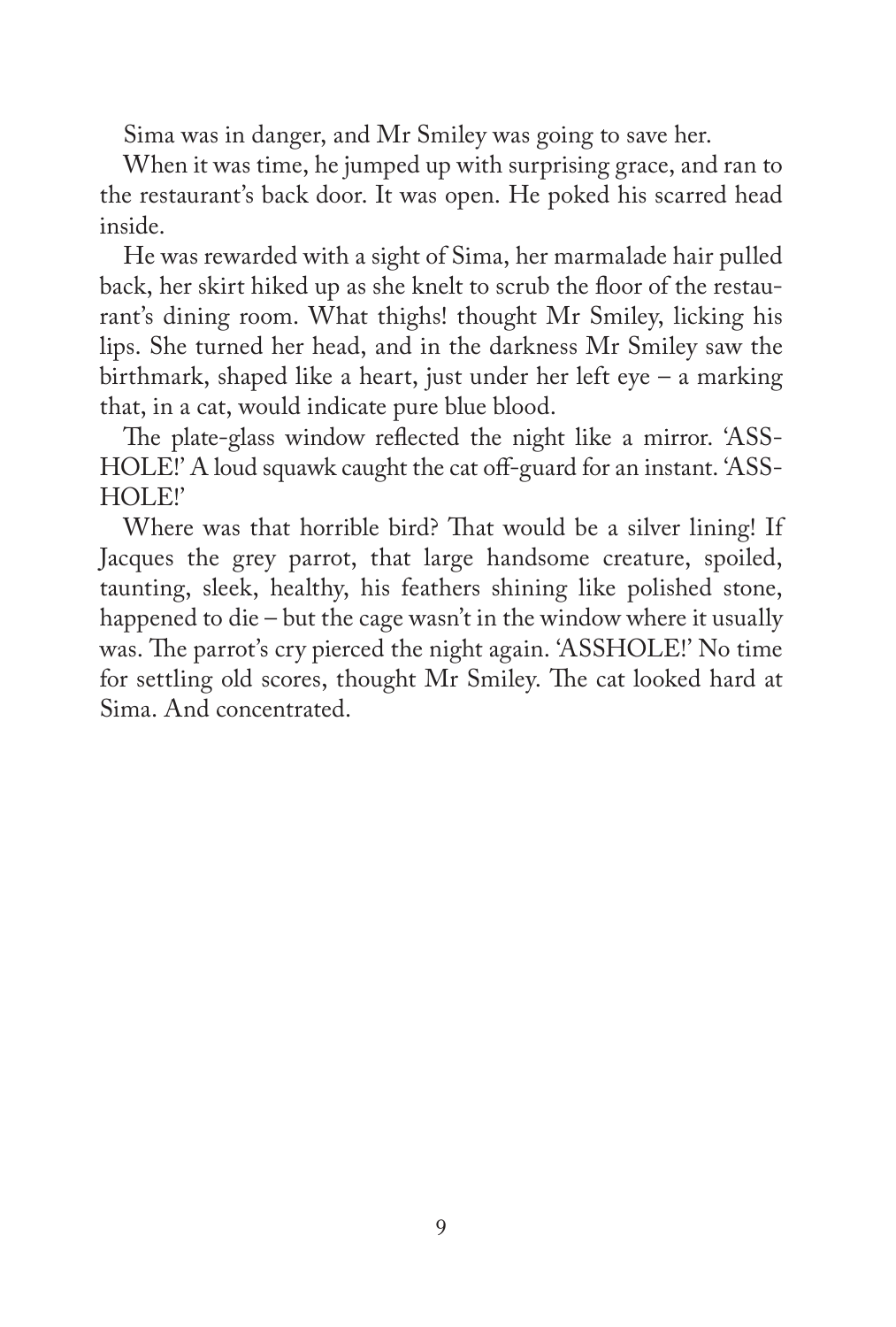Sima was in danger, and Mr Smiley was going to save her.

When it was time, he jumped up with surprising grace, and ran to the restaurant's back door. It was open. He poked his scarred head inside.

He was rewarded with a sight of Sima, her marmalade hair pulled back, her skirt hiked up as she knelt to scrub the floor of the restaurant's dining room. What thighs! thought Mr Smiley, licking his lips. She turned her head, and in the darkness Mr Smiley saw the birthmark, shaped like a heart, just under her left eye – a marking that, in a cat, would indicate pure blue blood.

The plate-glass window reflected the night like a mirror. 'ASSHOLE!' A loud squawk caught the cat off-guard for an instant. 'ASSHOLE!'

Where was that horrible bird? That would be a silver lining! If Jacques the grey parrot, that large handsome creature, spoiled, taunting, sleek, healthy, his feathers shining like polished stone, happened to die – but the cage wasn't in the window where it usually was. The parrot's cry pierced the night again. 'ASSHOLE!' No time for settling old scores, thought Mr Smiley. The cat looked hard at Sima. And concentrated.